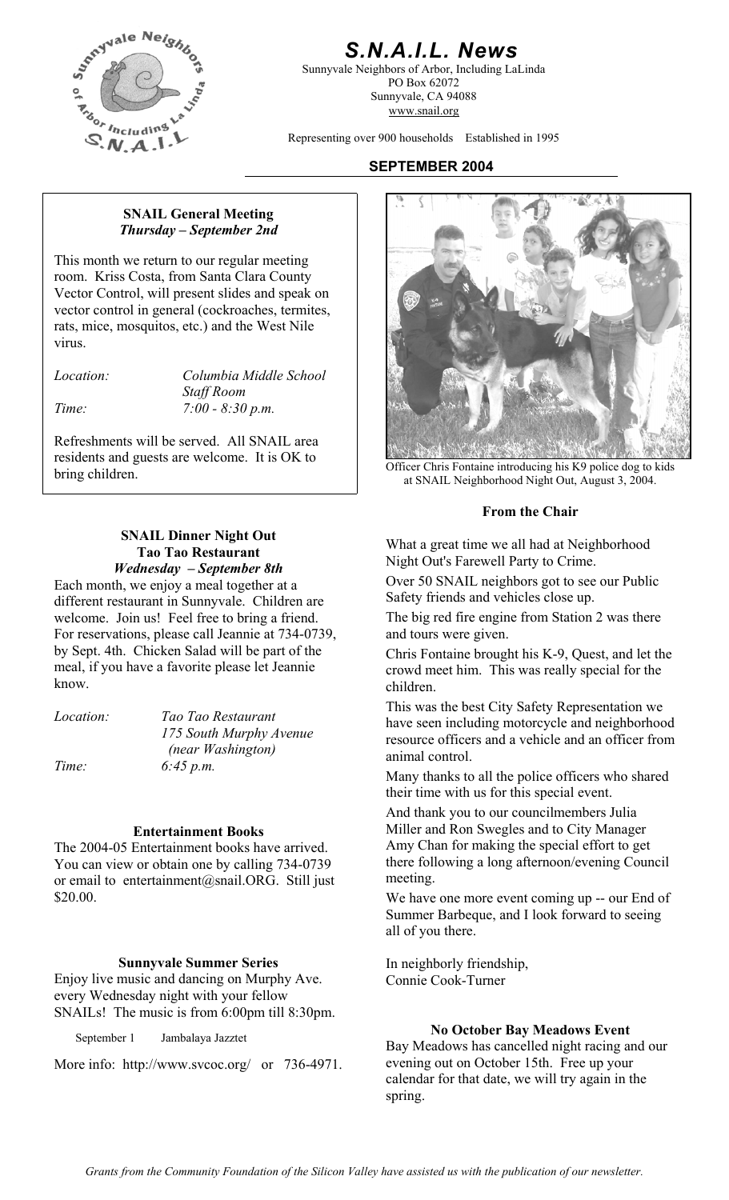# S.N.A.I.L. News

Sunnyvale Neighbors of Arbor, Including LaLinda
PO Box 62072
Sunnyvale, CA 94088
www.snail.org

Representing over 900 households    Established in 1995

**SEPTEMBER 2004**

### SNAIL General Meeting
***Thursday – September 2nd***

This month we return to our regular meeting room. Kriss Costa, from Santa Clara County Vector Control, will present slides and speak on vector control in general (cockroaches, termites, rats, mice, mosquitos, etc.) and the West Nile virus.

*Location:* *Columbia Middle School Staff Room*
*Time:* *7:00 - 8:30 p.m.*

Refreshments will be served. All SNAIL area residents and guests are welcome. It is OK to bring children.

### SNAIL Dinner Night Out
### Tao Tao Restaurant
***Wednesday – September 8th***

Each month, we enjoy a meal together at a different restaurant in Sunnyvale. Children are welcome. Join us! Feel free to bring a friend. For reservations, please call Jeannie at 734-0739, by Sept. 4th. Chicken Salad will be part of the meal, if you have a favorite please let Jeannie know.

*Location:* *Tao Tao Restaurant*
*175 South Murphy Avenue*
*(near Washington)*
*Time:* *6:45 p.m.*

### Entertainment Books

The 2004-05 Entertainment books have arrived. You can view or obtain one by calling 734-0739 or email to entertainment@snail.ORG. Still just $20.00.

### Sunnyvale Summer Series

Enjoy live music and dancing on Murphy Ave. every Wednesday night with your fellow SNAILs! The music is from 6:00pm till 8:30pm.

September 1    Jambalaya Jazztet

More info: http://www.svcoc.org/ or 736-4971.

Officer Chris Fontaine introducing his K9 police dog to kids at SNAIL Neighborhood Night Out, August 3, 2004.

### From the Chair

What a great time we all had at Neighborhood Night Out's Farewell Party to Crime.

Over 50 SNAIL neighbors got to see our Public Safety friends and vehicles close up.

The big red fire engine from Station 2 was there and tours were given.

Chris Fontaine brought his K-9, Quest, and let the crowd meet him. This was really special for the children.

This was the best City Safety Representation we have seen including motorcycle and neighborhood resource officers and a vehicle and an officer from animal control.

Many thanks to all the police officers who shared their time with us for this special event.

And thank you to our councilmembers Julia Miller and Ron Swegles and to City Manager Amy Chan for making the special effort to get there following a long afternoon/evening Council meeting.

We have one more event coming up -- our End of Summer Barbeque, and I look forward to seeing all of you there.

In neighborly friendship,
Connie Cook-Turner

### No October Bay Meadows Event

Bay Meadows has cancelled night racing and our evening out on October 15th. Free up your calendar for that date, we will try again in the spring.

*Grants from the Community Foundation of the Silicon Valley have assisted us with the publication of our newsletter.*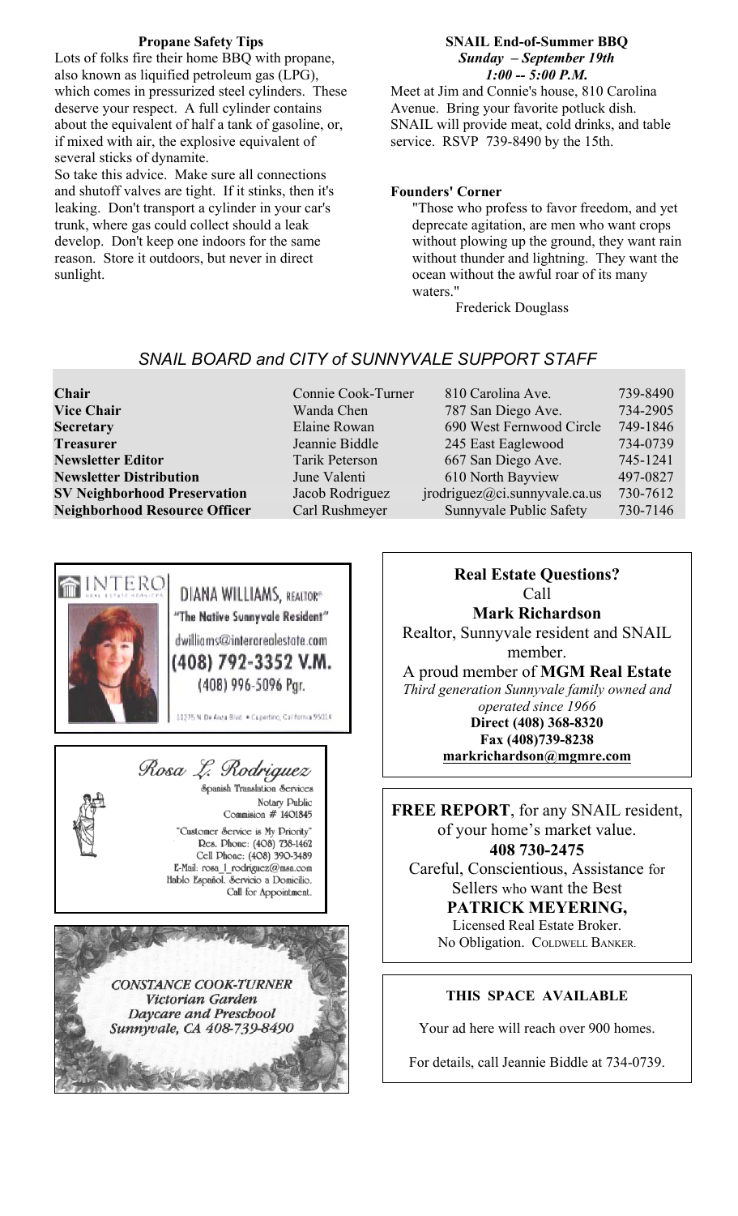### Propane Safety Tips

Lots of folks fire their home BBQ with propane, also known as liquified petroleum gas (LPG), which comes in pressurized steel cylinders. These deserve your respect. A full cylinder contains about the equivalent of half a tank of gasoline, or, if mixed with air, the explosive equivalent of several sticks of dynamite.

So take this advice. Make sure all connections and shutoff valves are tight. If it stinks, then it's leaking. Don't transport a cylinder in your car's trunk, where gas could collect should a leak develop. Don't keep one indoors for the same reason. Store it outdoors, but never in direct sunlight.

### SNAIL End-of-Summer BBQ

***Sunday – September 19th***
***1:00 -- 5:00 P.M.***

Meet at Jim and Connie's house, 810 Carolina Avenue. Bring your favorite potluck dish. SNAIL will provide meat, cold drinks, and table service. RSVP 739-8490 by the 15th.

### Founders' Corner

"Those who profess to favor freedom, and yet deprecate agitation, are men who want crops without plowing up the ground, they want rain without thunder and lightning. They want the ocean without the awful roar of its many waters."

Frederick Douglass

## *SNAIL BOARD and CITY of SUNNYVALE SUPPORT STAFF*

| | | | |
|---|---|---|---|
| **Chair** | Connie Cook-Turner | 810 Carolina Ave. | 739-8490 |
| **Vice Chair** | Wanda Chen | 787 San Diego Ave. | 734-2905 |
| **Secretary** | Elaine Rowan | 690 West Fernwood Circle | 749-1846 |
| **Treasurer** | Jeannie Biddle | 245 East Eaglewood | 734-0739 |
| **Newsletter Editor** | Tarik Peterson | 667 San Diego Ave. | 745-1241 |
| **Newsletter Distribution** | June Valenti | 610 North Bayview | 497-0827 |
| **SV Neighborhood Preservation** | Jacob Rodriguez | jrodriguez@ci.sunnyvale.ca.us | 730-7612 |
| **Neighborhood Resource Officer** | Carl Rushmeyer | Sunnyvale Public Safety | 730-7146 |

INTERO REAL ESTATE SERVICES
DIANA WILLIAMS, REALTOR®
"The Native Sunnyvale Resident"
dwilliams@interorealestate.com
(408) 792-3352 V.M.
(408) 996-5096 Pgr.
10275 N. De Anza Blvd. • Cupertino, California 95014

*Rosa L. Rodriguez*
Spanish Translation Services
Notary Public
Commission # 1401845
"Customer Service is My Priority"
Res. Phone: (408) 738-1462
Cell Phone: (408) 390-3489
E-Mail: rosa_l_rodriguez@msn.com
Hablo Español. Servicio a Domicilio.
Call for Appointment.

***CONSTANCE COOK-TURNER***
***Victorian Garden***
***Daycare and Preschool***
***Sunnyvale, CA 408-739-8490***

**Real Estate Questions?**
Call
**Mark Richardson**
Realtor, Sunnyvale resident and SNAIL member.
A proud member of **MGM Real Estate**
*Third generation Sunnyvale family owned and operated since 1966*
**Direct (408) 368-8320**
**Fax (408)739-8238**
**markrichardson@mgmre.com**

**FREE REPORT**, for any SNAIL resident, of your home's market value.
**408 730-2475**
Careful, Conscientious, Assistance for Sellers who want the Best
**PATRICK MEYERING,**
Licensed Real Estate Broker.
No Obligation. COLDWELL BANKER.

**THIS SPACE AVAILABLE**

Your ad here will reach over 900 homes.

For details, call Jeannie Biddle at 734-0739.